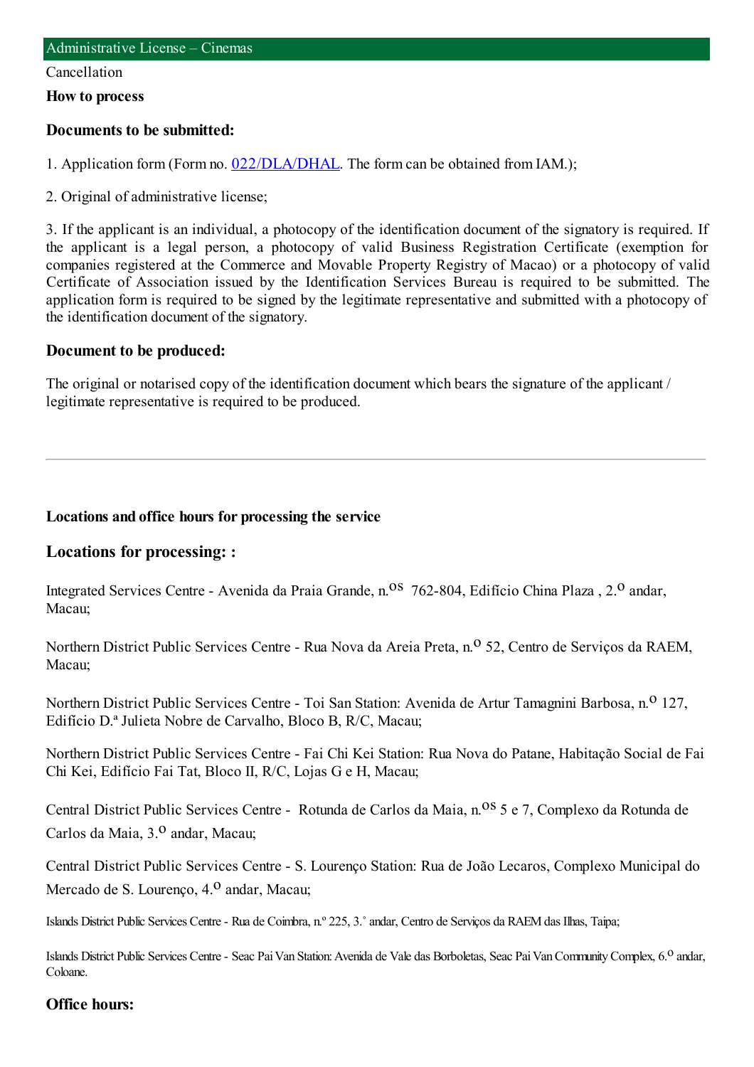## Administrative License – Cinemas

Cancellation

**How to process**

### Documents to be submitted:

1. Application form (Form no. 022/DLA/DHAL. The form can be obtained from IAM.);

2. Original of administrative license;

3. If the applicant is an individual, a photocopy of the identification document of the signatory is required. If the applicant is a legal person, a photocopy of valid Business Registration Certificate (exemption for companies registered at the Commerce and Movable Property Registry of Macao) or a photocopy of valid Certificate of Association issued by the Identification Services Bureau is required to be submitted. The application form is required to be signed by the legitimate representative and submitted with a photocopy of the identification document of the signatory.

### Document to be produced:

The original or notarised copy of the identification document which bears the signature of the applicant / legitimate representative is required to be produced.

---

**Locations and office hours for processing the service**

### Locations for processing: :

Integrated Services Centre - Avenida da Praia Grande, n.os 762-804, Edifício China Plaza , 2.o andar, Macau;

Northern District Public Services Centre - Rua Nova da Areia Preta, n.o 52, Centro de Serviços da RAEM, Macau;

Northern District Public Services Centre - Toi San Station: Avenida de Artur Tamagnini Barbosa, n.o 127, Edifício D.a Julieta Nobre de Carvalho, Bloco B, R/C, Macau;

Northern District Public Services Centre - Fai Chi Kei Station: Rua Nova do Patane, Habitação Social de Fai Chi Kei, Edifício Fai Tat, Bloco II, R/C, Lojas G e H, Macau;

Central District Public Services Centre - Rotunda de Carlos da Maia, n.os 5 e 7, Complexo da Rotunda de Carlos da Maia, 3.o andar, Macau;

Central District Public Services Centre - S. Lourenço Station: Rua de João Lecaros, Complexo Municipal do Mercado de S. Lourenço, 4.o andar, Macau;

Islands District Public Services Centre - Rua de Coimbra, n.º 225, 3.˚ andar, Centro de Serviços da RAEM das Ilhas, Taipa;

Islands District Public Services Centre - Seac Pai Van Station: Avenida de Vale das Borboletas, Seac Pai Van Community Complex, 6.o andar, Coloane.

### Office hours: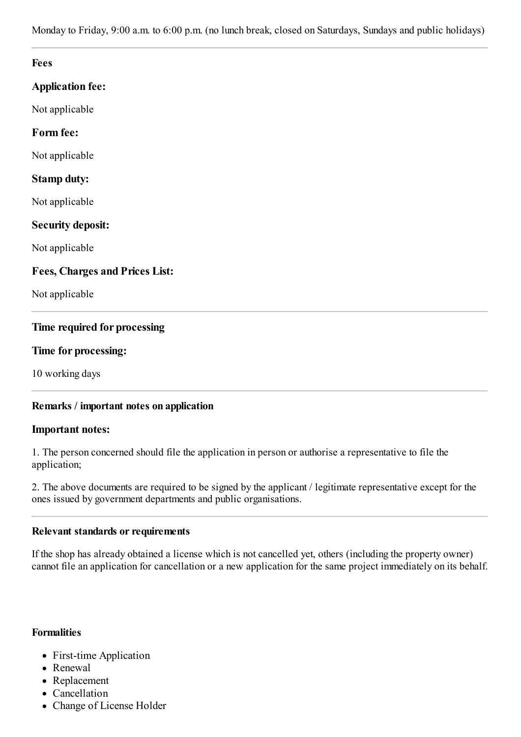Monday to Friday, 9:00 a.m. to 6:00 p.m. (no lunch break, closed on Saturdays, Sundays and public holidays)

---

**Fees**

**Application fee:**

Not applicable

**Form fee:**

Not applicable

**Stamp duty:**

Not applicable

**Security deposit:**

Not applicable

**Fees, Charges and Prices List:**

Not applicable

---

**Time required for processing**

**Time for processing:**

10 working days

---

**Remarks / important notes on application**

**Important notes:**

1. The person concerned should file the application in person or authorise a representative to file the application;

2. The above documents are required to be signed by the applicant / legitimate representative except for the ones issued by government departments and public organisations.

---

**Relevant standards or requirements**

If the shop has already obtained a license which is not cancelled yet, others (including the property owner) cannot file an application for cancellation or a new application for the same project immediately on its behalf.

**Formalities**

- First-time Application
- Renewal
- Replacement
- Cancellation
- Change of License Holder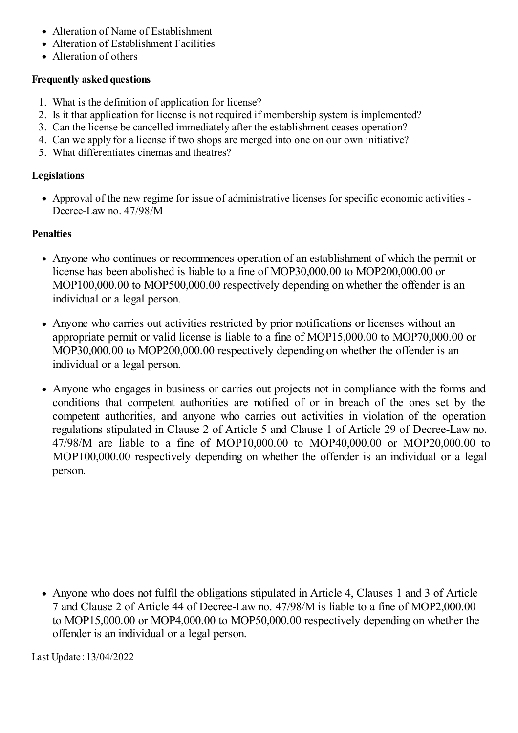- Alteration of Name of Establishment
- Alteration of Establishment Facilities
- Alteration of others

**Frequently asked questions**

1. What is the definition of application for license?
2. Is it that application for license is not required if membership system is implemented?
3. Can the license be cancelled immediately after the establishment ceases operation?
4. Can we apply for a license if two shops are merged into one on our own initiative?
5. What differentiates cinemas and theatres?

**Legislations**

- Approval of the new regime for issue of administrative licenses for specific economic activities - Decree-Law no. 47/98/M

**Penalties**

- Anyone who continues or recommences operation of an establishment of which the permit or license has been abolished is liable to a fine of MOP30,000.00 to MOP200,000.00 or MOP100,000.00 to MOP500,000.00 respectively depending on whether the offender is an individual or a legal person.

- Anyone who carries out activities restricted by prior notifications or licenses without an appropriate permit or valid license is liable to a fine of MOP15,000.00 to MOP70,000.00 or MOP30,000.00 to MOP200,000.00 respectively depending on whether the offender is an individual or a legal person.

- Anyone who engages in business or carries out projects not in compliance with the forms and conditions that competent authorities are notified of or in breach of the ones set by the competent authorities, and anyone who carries out activities in violation of the operation regulations stipulated in Clause 2 of Article 5 and Clause 1 of Article 29 of Decree-Law no. 47/98/M are liable to a fine of MOP10,000.00 to MOP40,000.00 or MOP20,000.00 to MOP100,000.00 respectively depending on whether the offender is an individual or a legal person.

- Anyone who does not fulfil the obligations stipulated in Article 4, Clauses 1 and 3 of Article 7 and Clause 2 of Article 44 of Decree-Law no. 47/98/M is liable to a fine of MOP2,000.00 to MOP15,000.00 or MOP4,000.00 to MOP50,000.00 respectively depending on whether the offender is an individual or a legal person.

Last Update : 13/04/2022